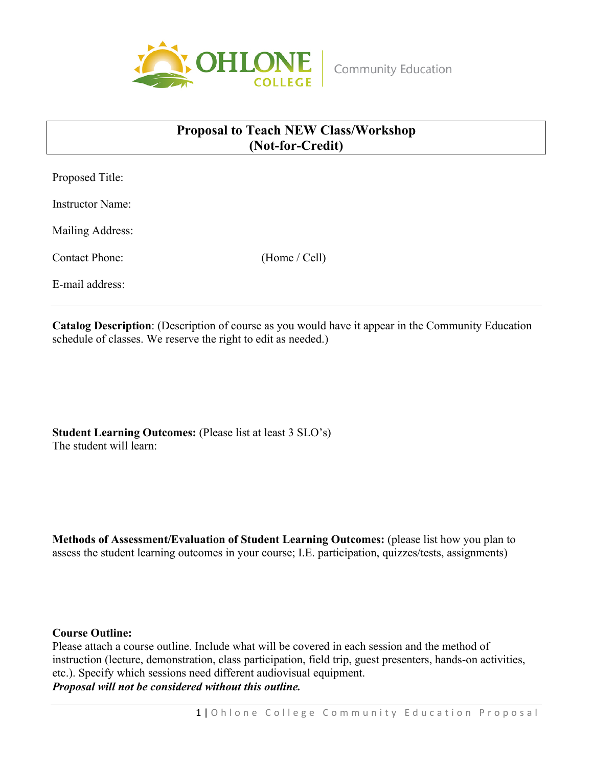Ohlone College Community Education

# Proposal to Teach NEW Class/Workshop (Not-for-Credit)

Proposed Title:

Instructor Name:

Mailing Address:

Contact Phone: (Home / Cell)

E-mail address:

---

**Catalog Description**: (Description of course as you would have it appear in the Community Education schedule of classes. We reserve the right to edit as needed.)

**Student Learning Outcomes:** (Please list at least 3 SLO's)
The student will learn:

**Methods of Assessment/Evaluation of Student Learning Outcomes:** (please list how you plan to assess the student learning outcomes in your course; I.E. participation, quizzes/tests, assignments)

**Course Outline:**
Please attach a course outline. Include what will be covered in each session and the method of instruction (lecture, demonstration, class participation, field trip, guest presenters, hands-on activities, etc.). Specify which sessions need different audiovisual equipment.
***Proposal will not be considered without this outline.***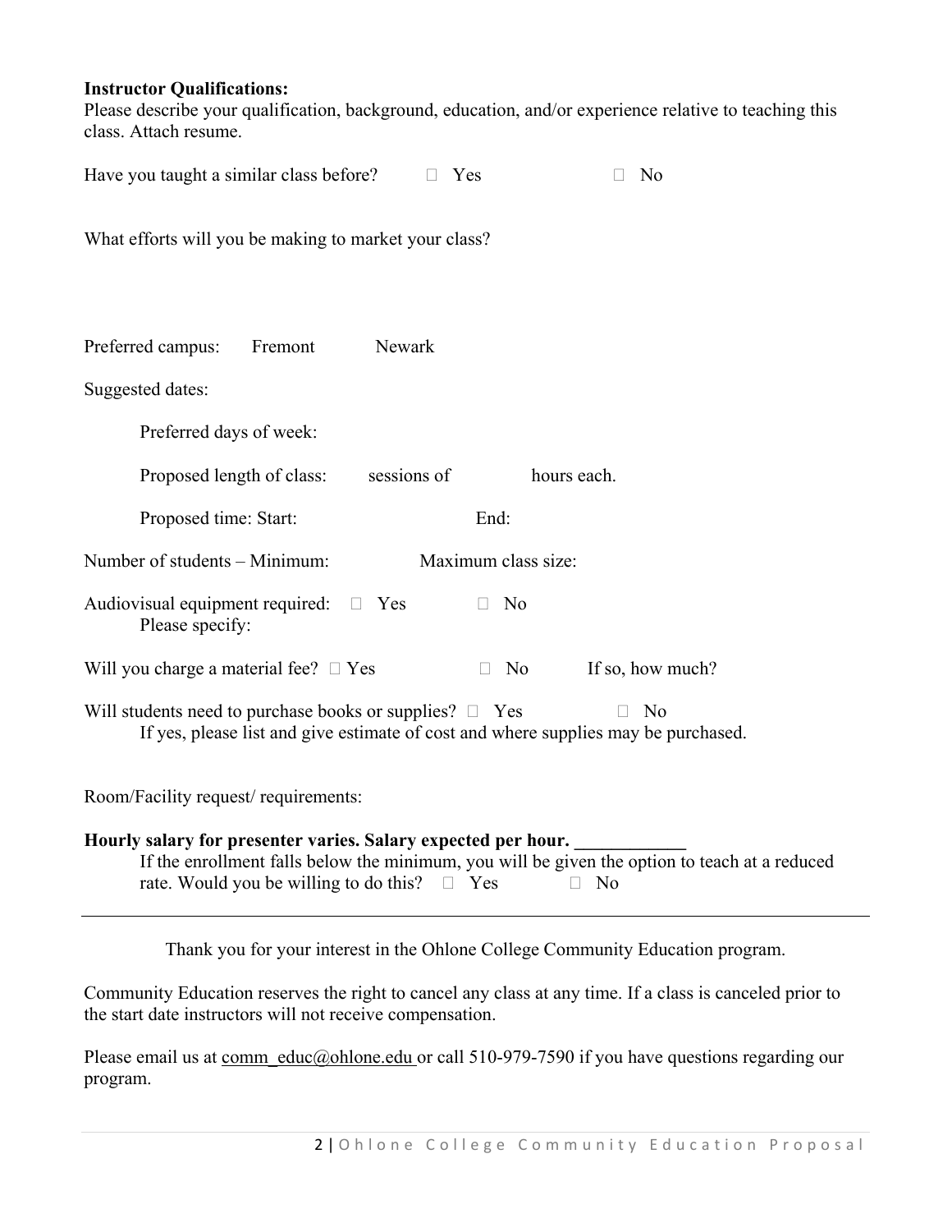**Instructor Qualifications:**

Please describe your qualification, background, education, and/or experience relative to teaching this class. Attach resume.

Have you taught a similar class before? ☐ Yes ☐ No

What efforts will you be making to market your class?

Preferred campus: Fremont Newark

Suggested dates:

Preferred days of week:

Proposed length of class: sessions of hours each.

Proposed time: Start: End:

Number of students – Minimum: Maximum class size:

Audiovisual equipment required: ☐ Yes ☐ No

Please specify:

Will you charge a material fee? ☐ Yes ☐ No If so, how much?

Will students need to purchase books or supplies? ☐ Yes ☐ No

If yes, please list and give estimate of cost and where supplies may be purchased.

Room/Facility request/ requirements:

**Hourly salary for presenter varies. Salary expected per hour. \_\_\_\_\_\_\_\_\_\_\_\_**

If the enrollment falls below the minimum, you will be given the option to teach at a reduced rate. Would you be willing to do this? ☐ Yes ☐ No

---

Thank you for your interest in the Ohlone College Community Education program.

Community Education reserves the right to cancel any class at any time. If a class is canceled prior to the start date instructors will not receive compensation.

Please email us at comm_educ@ohlone.edu or call 510-979-7590 if you have questions regarding our program.